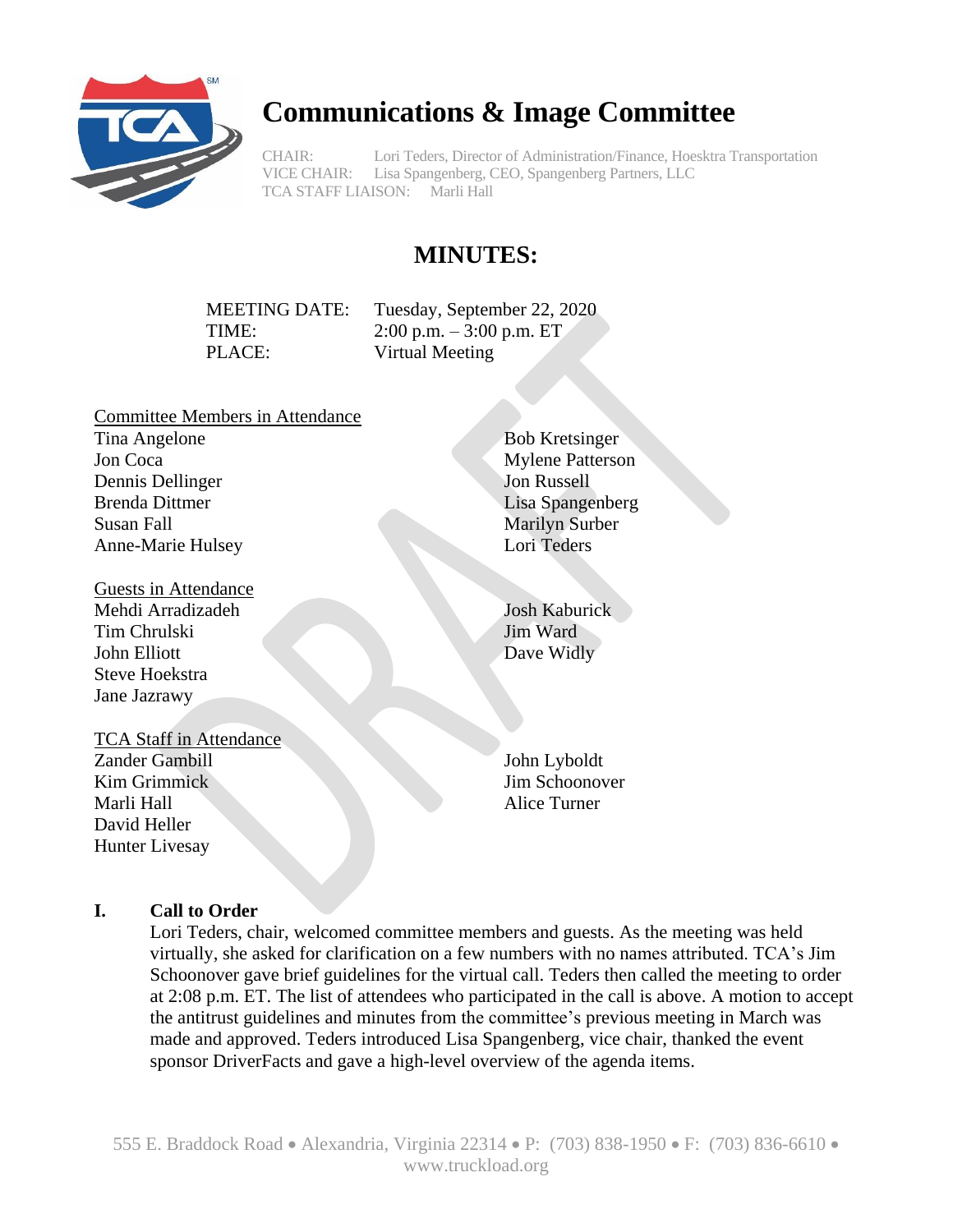# Communications & Image Committee

CHAIR: Lori Teders, Director of Administration/Finance, Hoesktra Transportation
VICE CHAIR: Lisa Spangenberg, CEO, Spangenberg Partners, LLC
TCA STAFF LIAISON: Marli Hall

## MINUTES:

MEETING DATE: Tuesday, September 22, 2020
TIME: 2:00 p.m. – 3:00 p.m. ET
PLACE: Virtual Meeting

Committee Members in Attendance

Tina Angelone
Jon Coca
Dennis Dellinger
Brenda Dittmer
Susan Fall
Anne-Marie Hulsey
Bob Kretsinger
Mylene Patterson
Jon Russell
Lisa Spangenberg
Marilyn Surber
Lori Teders

Guests in Attendance

Mehdi Arradizadeh
Tim Chrulski
John Elliott
Steve Hoekstra
Jane Jazrawy
Josh Kaburick
Jim Ward
Dave Widly

TCA Staff in Attendance

Zander Gambill
Kim Grimmick
Marli Hall
David Heller
Hunter Livesay
John Lyboldt
Jim Schoonover
Alice Turner

### I. Call to Order

Lori Teders, chair, welcomed committee members and guests. As the meeting was held virtually, she asked for clarification on a few numbers with no names attributed. TCA's Jim Schoonover gave brief guidelines for the virtual call. Teders then called the meeting to order at 2:08 p.m. ET. The list of attendees who participated in the call is above. A motion to accept the antitrust guidelines and minutes from the committee's previous meeting in March was made and approved. Teders introduced Lisa Spangenberg, vice chair, thanked the event sponsor DriverFacts and gave a high-level overview of the agenda items.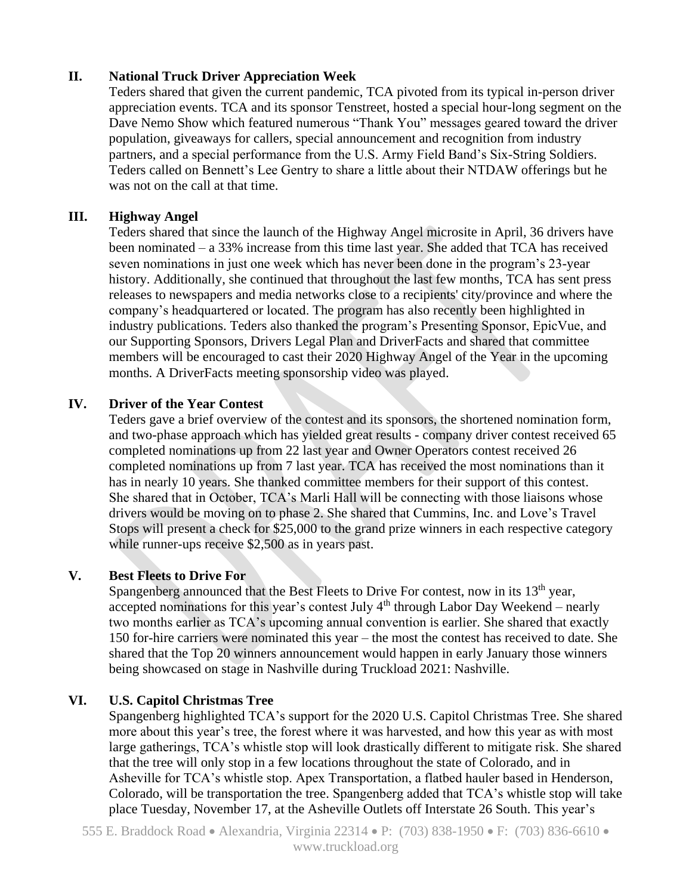## II. National Truck Driver Appreciation Week

Teders shared that given the current pandemic, TCA pivoted from its typical in-person driver appreciation events. TCA and its sponsor Tenstreet, hosted a special hour-long segment on the Dave Nemo Show which featured numerous "Thank You" messages geared toward the driver population, giveaways for callers, special announcement and recognition from industry partners, and a special performance from the U.S. Army Field Band's Six-String Soldiers. Teders called on Bennett's Lee Gentry to share a little about their NTDAW offerings but he was not on the call at that time.

## III. Highway Angel

Teders shared that since the launch of the Highway Angel microsite in April, 36 drivers have been nominated – a 33% increase from this time last year. She added that TCA has received seven nominations in just one week which has never been done in the program's 23-year history. Additionally, she continued that throughout the last few months, TCA has sent press releases to newspapers and media networks close to a recipients' city/province and where the company's headquartered or located. The program has also recently been highlighted in industry publications. Teders also thanked the program's Presenting Sponsor, EpicVue, and our Supporting Sponsors, Drivers Legal Plan and DriverFacts and shared that committee members will be encouraged to cast their 2020 Highway Angel of the Year in the upcoming months. A DriverFacts meeting sponsorship video was played.

## IV. Driver of the Year Contest

Teders gave a brief overview of the contest and its sponsors, the shortened nomination form, and two-phase approach which has yielded great results - company driver contest received 65 completed nominations up from 22 last year and Owner Operators contest received 26 completed nominations up from 7 last year. TCA has received the most nominations than it has in nearly 10 years. She thanked committee members for their support of this contest. She shared that in October, TCA's Marli Hall will be connecting with those liaisons whose drivers would be moving on to phase 2. She shared that Cummins, Inc. and Love's Travel Stops will present a check for $25,000 to the grand prize winners in each respective category while runner-ups receive $2,500 as in years past.

## V. Best Fleets to Drive For

Spangenberg announced that the Best Fleets to Drive For contest, now in its 13th year, accepted nominations for this year's contest July 4th through Labor Day Weekend – nearly two months earlier as TCA's upcoming annual convention is earlier. She shared that exactly 150 for-hire carriers were nominated this year – the most the contest has received to date. She shared that the Top 20 winners announcement would happen in early January those winners being showcased on stage in Nashville during Truckload 2021: Nashville.

## VI. U.S. Capitol Christmas Tree

Spangenberg highlighted TCA's support for the 2020 U.S. Capitol Christmas Tree. She shared more about this year's tree, the forest where it was harvested, and how this year as with most large gatherings, TCA's whistle stop will look drastically different to mitigate risk. She shared that the tree will only stop in a few locations throughout the state of Colorado, and in Asheville for TCA's whistle stop. Apex Transportation, a flatbed hauler based in Henderson, Colorado, will be transportation the tree. Spangenberg added that TCA's whistle stop will take place Tuesday, November 17, at the Asheville Outlets off Interstate 26 South. This year's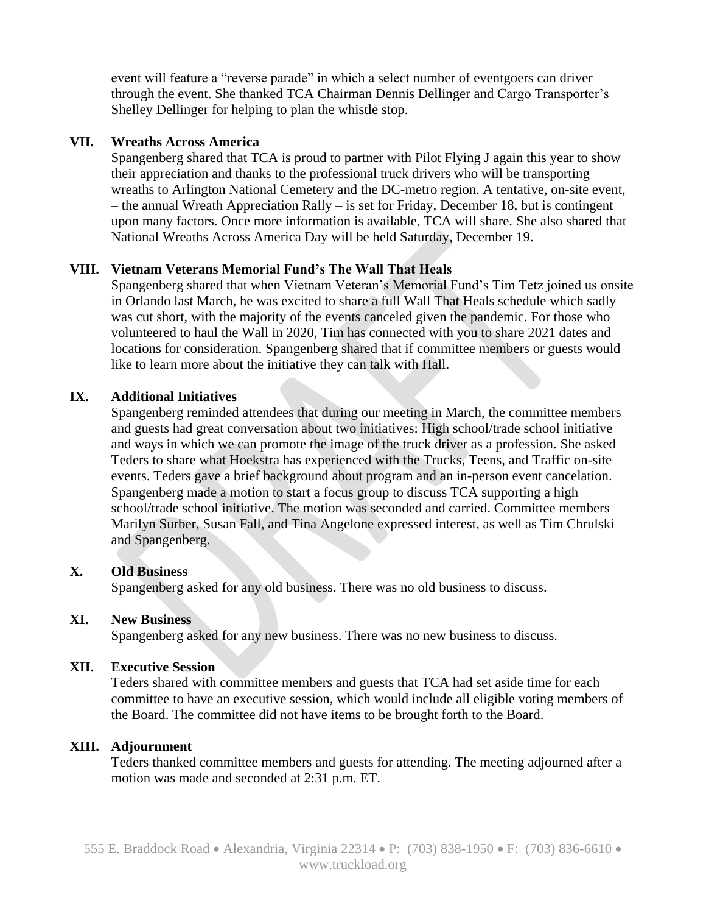event will feature a "reverse parade" in which a select number of eventgoers can driver through the event. She thanked TCA Chairman Dennis Dellinger and Cargo Transporter's Shelley Dellinger for helping to plan the whistle stop.

**VII. Wreaths Across America**

Spangenberg shared that TCA is proud to partner with Pilot Flying J again this year to show their appreciation and thanks to the professional truck drivers who will be transporting wreaths to Arlington National Cemetery and the DC-metro region. A tentative, on-site event, – the annual Wreath Appreciation Rally – is set for Friday, December 18, but is contingent upon many factors. Once more information is available, TCA will share. She also shared that National Wreaths Across America Day will be held Saturday, December 19.

**VIII. Vietnam Veterans Memorial Fund's The Wall That Heals**

Spangenberg shared that when Vietnam Veteran's Memorial Fund's Tim Tetz joined us onsite in Orlando last March, he was excited to share a full Wall That Heals schedule which sadly was cut short, with the majority of the events canceled given the pandemic. For those who volunteered to haul the Wall in 2020, Tim has connected with you to share 2021 dates and locations for consideration. Spangenberg shared that if committee members or guests would like to learn more about the initiative they can talk with Hall.

**IX. Additional Initiatives**

Spangenberg reminded attendees that during our meeting in March, the committee members and guests had great conversation about two initiatives: High school/trade school initiative and ways in which we can promote the image of the truck driver as a profession. She asked Teders to share what Hoekstra has experienced with the Trucks, Teens, and Traffic on-site events. Teders gave a brief background about program and an in-person event cancelation. Spangenberg made a motion to start a focus group to discuss TCA supporting a high school/trade school initiative. The motion was seconded and carried. Committee members Marilyn Surber, Susan Fall, and Tina Angelone expressed interest, as well as Tim Chrulski and Spangenberg.

**X. Old Business**

Spangenberg asked for any old business. There was no old business to discuss.

**XI. New Business**

Spangenberg asked for any new business. There was no new business to discuss.

**XII. Executive Session**

Teders shared with committee members and guests that TCA had set aside time for each committee to have an executive session, which would include all eligible voting members of the Board. The committee did not have items to be brought forth to the Board.

**XIII. Adjournment**

Teders thanked committee members and guests for attending. The meeting adjourned after a motion was made and seconded at 2:31 p.m. ET.